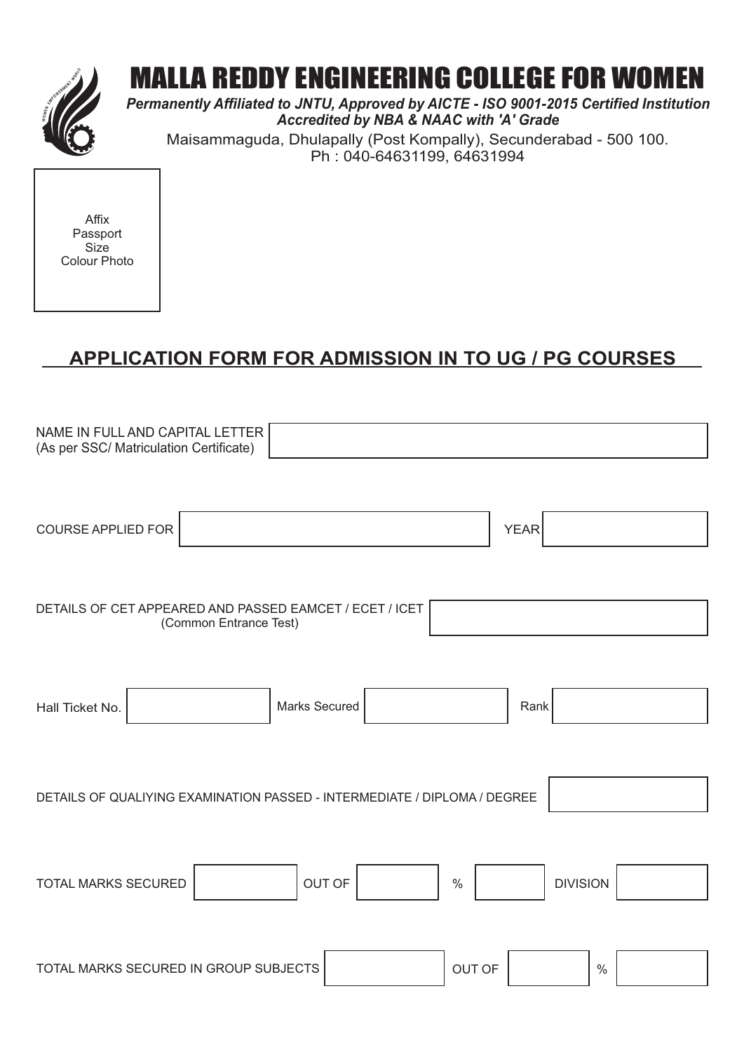# MALLA REDDY ENGINEERING COLLEGE FOR WOMEN

***Permanently Affiliated to JNTU, Approved by AICTE - ISO 9001-2015 Certified Institution***
***Accredited by NBA & NAAC with 'A' Grade***

Maisammaguda, Dhulapally (Post Kompally), Secunderabad - 500 100.
Ph : 040-64631199, 64631994

Affix
Passport
Size
Colour Photo

## APPLICATION FORM FOR ADMISSION IN TO UG / PG COURSES

NAME IN FULL AND CAPITAL LETTER
(As per SSC/ Matriculation Certificate)

COURSE APPLIED FOR &emsp; YEAR

DETAILS OF CET APPEARED AND PASSED EAMCET / ECET / ICET
(Common Entrance Test)

Hall Ticket No. &emsp; Marks Secured &emsp; Rank

DETAILS OF QUALIYING EXAMINATION PASSED - INTERMEDIATE / DIPLOMA / DEGREE

TOTAL MARKS SECURED &emsp; OUT OF &emsp; % &emsp; DIVISION

TOTAL MARKS SECURED IN GROUP SUBJECTS &emsp; OUT OF &emsp; %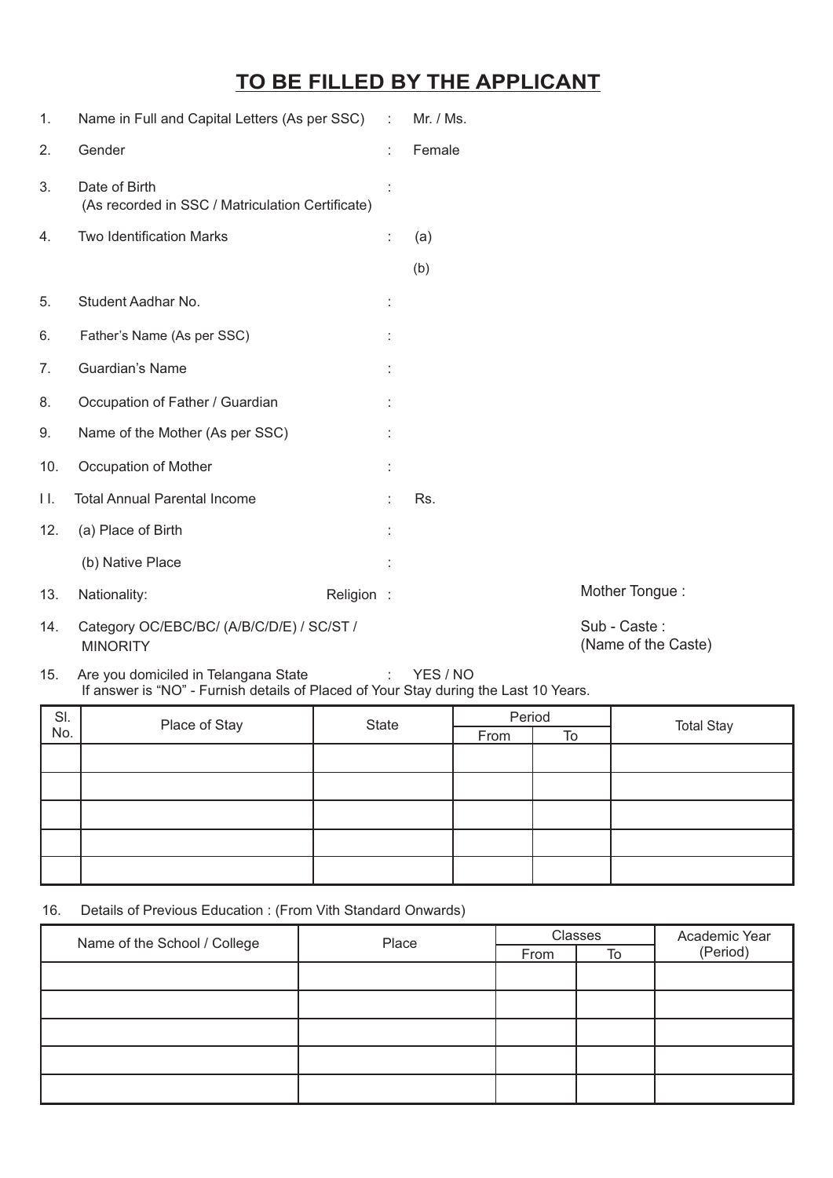# TO BE FILLED BY THE APPLICANT

1. Name in Full and Capital Letters (As per SSC) : Mr. / Ms.
2. Gender : Female
3. Date of Birth (As recorded in SSC / Matriculation Certificate) :
4. Two Identification Marks : (a)

   (b)
5. Student Aadhar No. :
6. Father's Name (As per SSC) :
7. Guardian's Name :
8. Occupation of Father / Guardian :
9. Name of the Mother (As per SSC) :
10. Occupation of Mother :
11. Total Annual Parental Income : Rs.
12. (a) Place of Birth :

    (b) Native Place :
13. Nationality: Religion : Mother Tongue :
14. Category OC/EBC/BC/ (A/B/C/D/E) / SC/ST / MINORITY Sub - Caste : (Name of the Caste)
15. Are you domiciled in Telangana State : YES / NO

    If answer is "NO" - Furnish details of Placed of Your Stay during the Last 10 Years.

| Sl. No. | Place of Stay | State | Period | | Total Stay |
|---|---|---|---|---|---|
| | | | From | To | |
| | | | | | |
| | | | | | |
| | | | | | |
| | | | | | |
| | | | | | |

16. Details of Previous Education : (From Vith Standard Onwards)

| Name of the School / College | Place | Classes | | Academic Year (Period) |
|---|---|---|---|---|
| | | From | To | |
| | | | | |
| | | | | |
| | | | | |
| | | | | |
| | | | | |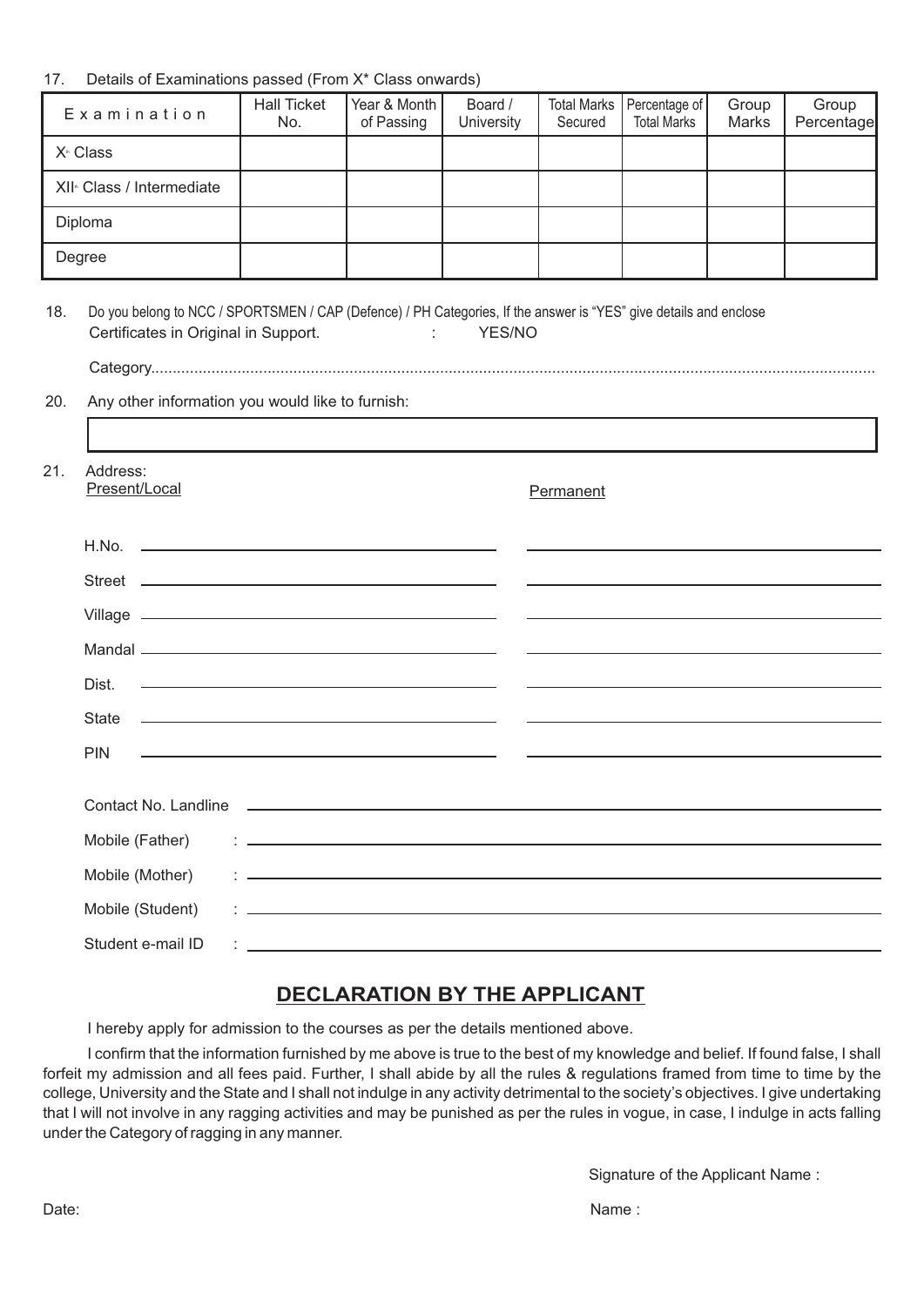17. Details of Examinations passed (From X* Class onwards)

| Examination | Hall Ticket No. | Year & Month of Passing | Board / University | Total Marks Secured | Percentage of Total Marks | Group Marks | Group Percentage |
|---|---|---|---|---|---|---|---|
| X<sup>th</sup> Class | | | | | | | |
| XII<sup>th</sup> Class / Intermediate | | | | | | | |
| Diploma | | | | | | | |
| Degree | | | | | | | |

18. Do you belong to NCC / SPORTSMEN / CAP (Defence) / PH Categories, If the answer is "YES" give details and enclose Certificates in Original in Support. : YES/NO

Category.......................................................................................................................................................

20. Any other information you would like to furnish:

21. Address:

| | Present/Local | Permanent |
|---|---|---|
| H.No. | | |
| Street | | |
| Village | | |
| Mandal | | |
| Dist. | | |
| State | | |
| PIN | | |

Contact No. Landline ______________________

Mobile (Father) : ______________________

Mobile (Mother) : ______________________

Mobile (Student) : ______________________

Student e-mail ID : ______________________

## DECLARATION BY THE APPLICANT

I hereby apply for admission to the courses as per the details mentioned above.

I confirm that the information furnished by me above is true to the best of my knowledge and belief. If found false, I shall forfeit my admission and all fees paid. Further, I shall abide by all the rules & regulations framed from time to time by the college, University and the State and I shall not indulge in any activity detrimental to the society's objectives. I give undertaking that I will not involve in any ragging activities and may be punished as per the rules in vogue, in case, I indulge in acts falling under the Category of ragging in any manner.

Signature of the Applicant Name :

Date: Name :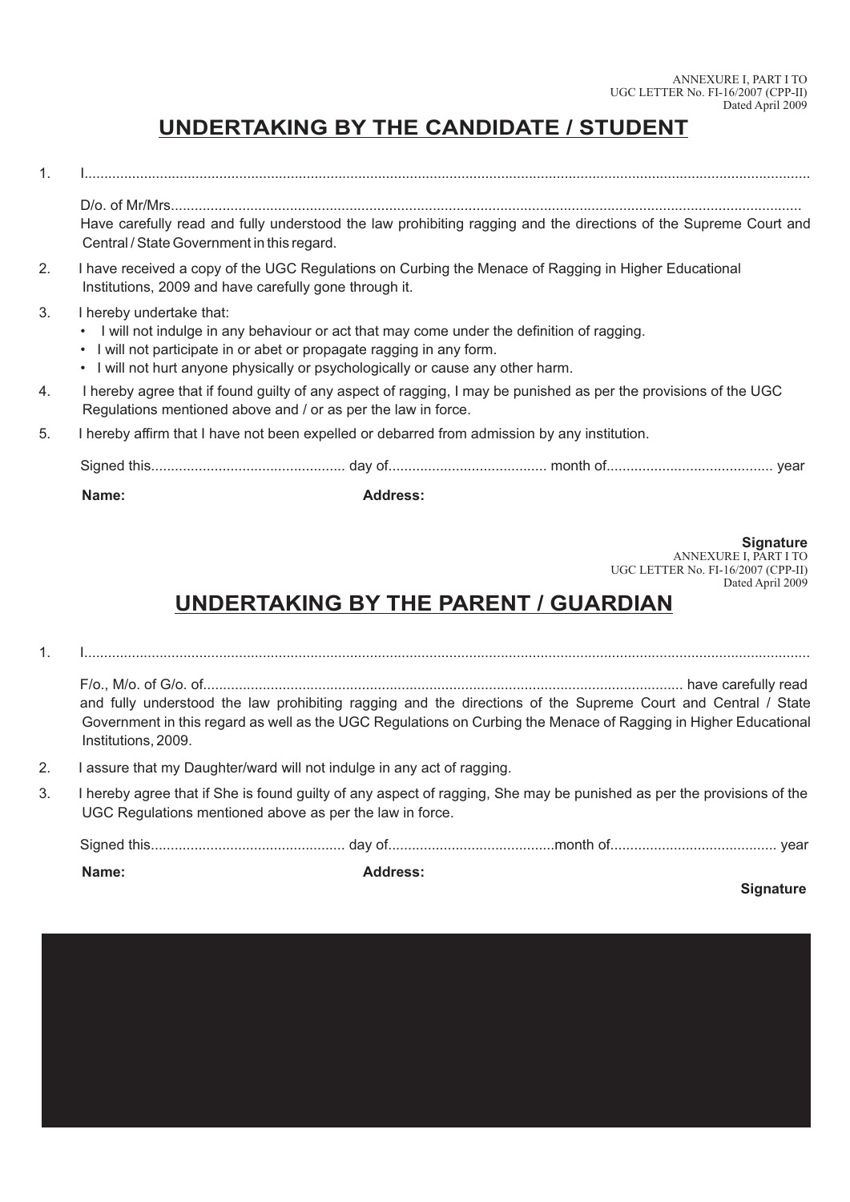ANNEXURE I, PART I TO
UGC LETTER No. FI-16/2007 (CPP-II)
Dated April 2009

# UNDERTAKING BY THE CANDIDATE / STUDENT

1. I.................................................................................................................................................................................

   D/o. of Mr/Mrs.............................................................................................................................................................
   Have carefully read and fully understood the law prohibiting ragging and the directions of the Supreme Court and Central / State Government in this regard.

2. I have received a copy of the UGC Regulations on Curbing the Menace of Ragging in Higher Educational Institutions, 2009 and have carefully gone through it.

3. I hereby undertake that:
   - I will not indulge in any behaviour or act that may come under the definition of ragging.
   - I will not participate in or abet or propagate ragging in any form.
   - I will not hurt anyone physically or psychologically or cause any other harm.

4. I hereby agree that if found guilty of any aspect of ragging, I may be punished as per the provisions of the UGC Regulations mentioned above and / or as per the law in force.

5. I hereby affirm that I have not been expelled or debarred from admission by any institution.

   Signed this................................................ day of....................................... month of......................................... year

   **Name:** **Address:**

**Signature**

ANNEXURE I, PART I TO
UGC LETTER No. FI-16/2007 (CPP-II)
Dated April 2009

# UNDERTAKING BY THE PARENT / GUARDIAN

1. I.................................................................................................................................................................................

   F/o., M/o. of G/o. of....................................................................................................................... have carefully read and fully understood the law prohibiting ragging and the directions of the Supreme Court and Central / State Government in this regard as well as the UGC Regulations on Curbing the Menace of Ragging in Higher Educational Institutions, 2009.

2. I assure that my Daughter/ward will not indulge in any act of ragging.

3. I hereby agree that if She is found guilty of any aspect of ragging, She may be punished as per the provisions of the UGC Regulations mentioned above as per the law in force.

   Signed this................................................ day of.........................................month of......................................... year

   **Name:** **Address:**

**Signature**